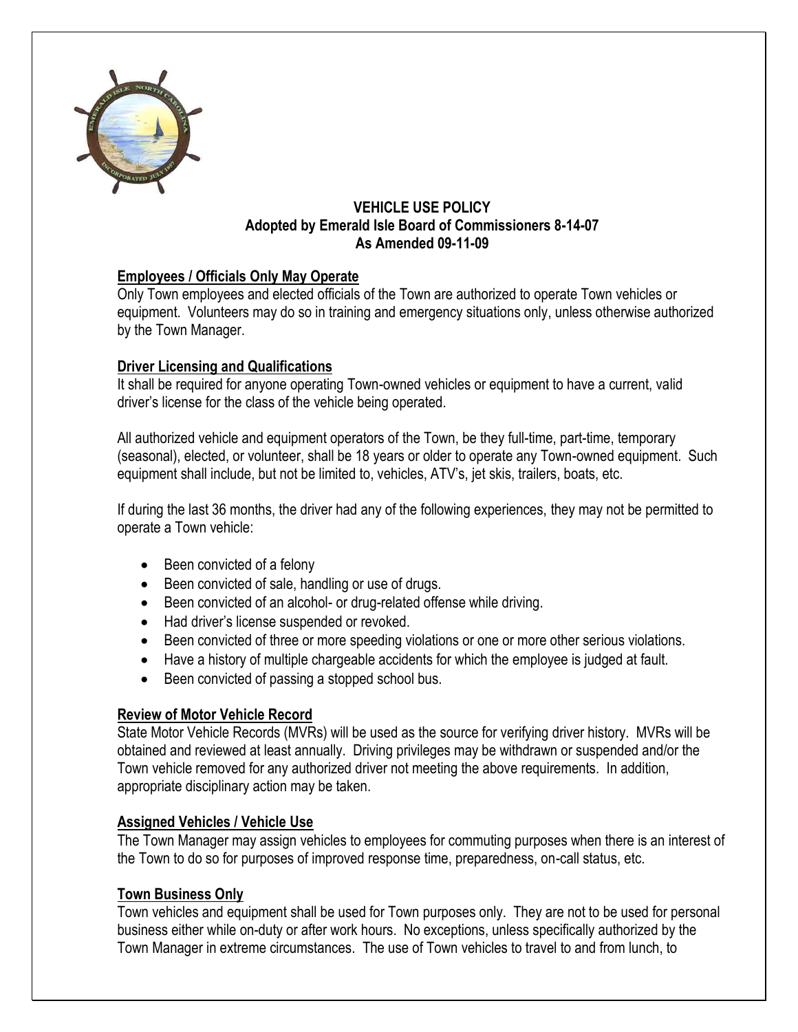# VEHICLE USE POLICY
**Adopted by Emerald Isle Board of Commissioners 8-14-07**
**As Amended 09-11-09**

## Employees / Officials Only May Operate

Only Town employees and elected officials of the Town are authorized to operate Town vehicles or equipment. Volunteers may do so in training and emergency situations only, unless otherwise authorized by the Town Manager.

## Driver Licensing and Qualifications

It shall be required for anyone operating Town-owned vehicles or equipment to have a current, valid driver's license for the class of the vehicle being operated.

All authorized vehicle and equipment operators of the Town, be they full-time, part-time, temporary (seasonal), elected, or volunteer, shall be 18 years or older to operate any Town-owned equipment. Such equipment shall include, but not be limited to, vehicles, ATV's, jet skis, trailers, boats, etc.

If during the last 36 months, the driver had any of the following experiences, they may not be permitted to operate a Town vehicle:

- Been convicted of a felony
- Been convicted of sale, handling or use of drugs.
- Been convicted of an alcohol- or drug-related offense while driving.
- Had driver's license suspended or revoked.
- Been convicted of three or more speeding violations or one or more other serious violations.
- Have a history of multiple chargeable accidents for which the employee is judged at fault.
- Been convicted of passing a stopped school bus.

## Review of Motor Vehicle Record

State Motor Vehicle Records (MVRs) will be used as the source for verifying driver history. MVRs will be obtained and reviewed at least annually. Driving privileges may be withdrawn or suspended and/or the Town vehicle removed for any authorized driver not meeting the above requirements. In addition, appropriate disciplinary action may be taken.

## Assigned Vehicles / Vehicle Use

The Town Manager may assign vehicles to employees for commuting purposes when there is an interest of the Town to do so for purposes of improved response time, preparedness, on-call status, etc.

## Town Business Only

Town vehicles and equipment shall be used for Town purposes only. They are not to be used for personal business either while on-duty or after work hours. No exceptions, unless specifically authorized by the Town Manager in extreme circumstances. The use of Town vehicles to travel to and from lunch, to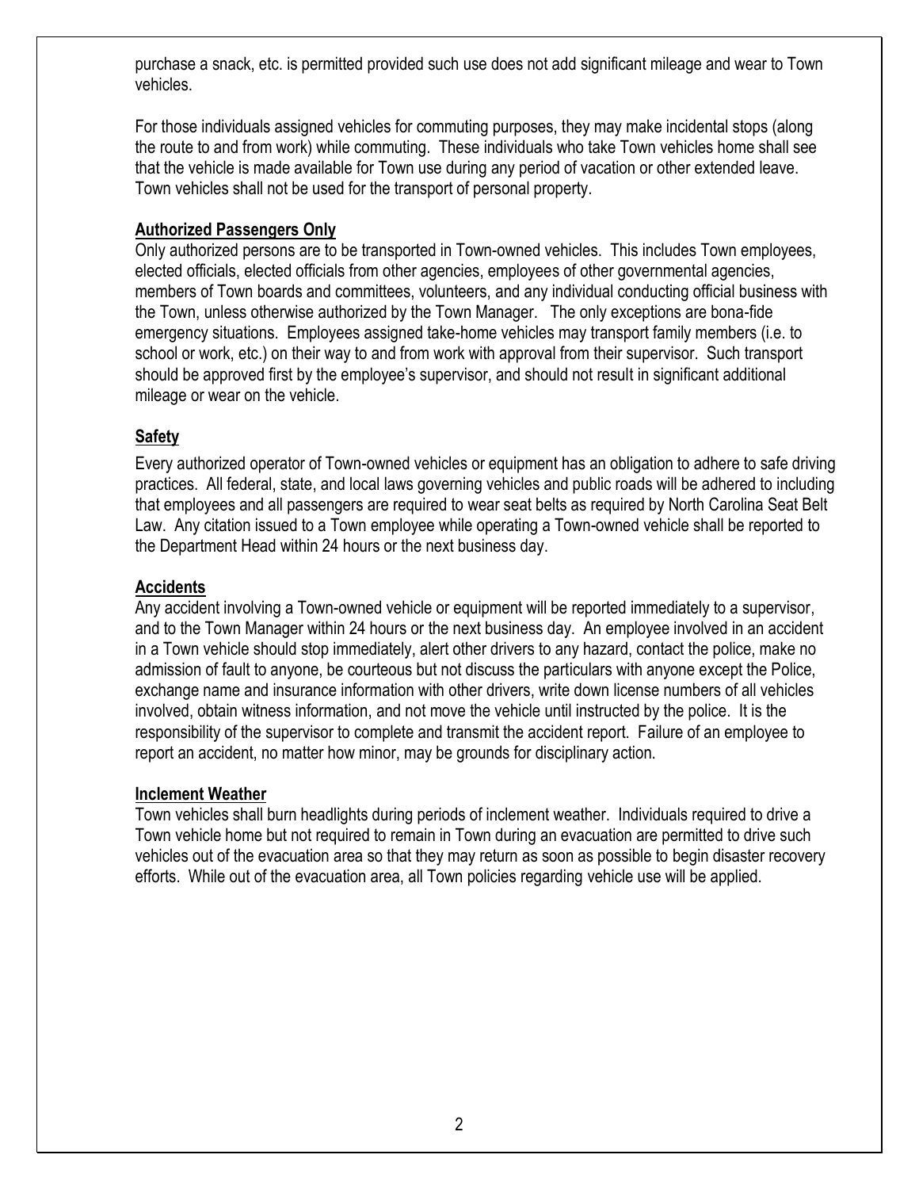purchase a snack, etc. is permitted provided such use does not add significant mileage and wear to Town vehicles.

For those individuals assigned vehicles for commuting purposes, they may make incidental stops (along the route to and from work) while commuting. These individuals who take Town vehicles home shall see that the vehicle is made available for Town use during any period of vacation or other extended leave. Town vehicles shall not be used for the transport of personal property.

**Authorized Passengers Only**

Only authorized persons are to be transported in Town-owned vehicles. This includes Town employees, elected officials, elected officials from other agencies, employees of other governmental agencies, members of Town boards and committees, volunteers, and any individual conducting official business with the Town, unless otherwise authorized by the Town Manager. The only exceptions are bona-fide emergency situations. Employees assigned take-home vehicles may transport family members (i.e. to school or work, etc.) on their way to and from work with approval from their supervisor. Such transport should be approved first by the employee's supervisor, and should not result in significant additional mileage or wear on the vehicle.

**Safety**

Every authorized operator of Town-owned vehicles or equipment has an obligation to adhere to safe driving practices. All federal, state, and local laws governing vehicles and public roads will be adhered to including that employees and all passengers are required to wear seat belts as required by North Carolina Seat Belt Law. Any citation issued to a Town employee while operating a Town-owned vehicle shall be reported to the Department Head within 24 hours or the next business day.

**Accidents**

Any accident involving a Town-owned vehicle or equipment will be reported immediately to a supervisor, and to the Town Manager within 24 hours or the next business day. An employee involved in an accident in a Town vehicle should stop immediately, alert other drivers to any hazard, contact the police, make no admission of fault to anyone, be courteous but not discuss the particulars with anyone except the Police, exchange name and insurance information with other drivers, write down license numbers of all vehicles involved, obtain witness information, and not move the vehicle until instructed by the police. It is the responsibility of the supervisor to complete and transmit the accident report. Failure of an employee to report an accident, no matter how minor, may be grounds for disciplinary action.

**Inclement Weather**

Town vehicles shall burn headlights during periods of inclement weather. Individuals required to drive a Town vehicle home but not required to remain in Town during an evacuation are permitted to drive such vehicles out of the evacuation area so that they may return as soon as possible to begin disaster recovery efforts. While out of the evacuation area, all Town policies regarding vehicle use will be applied.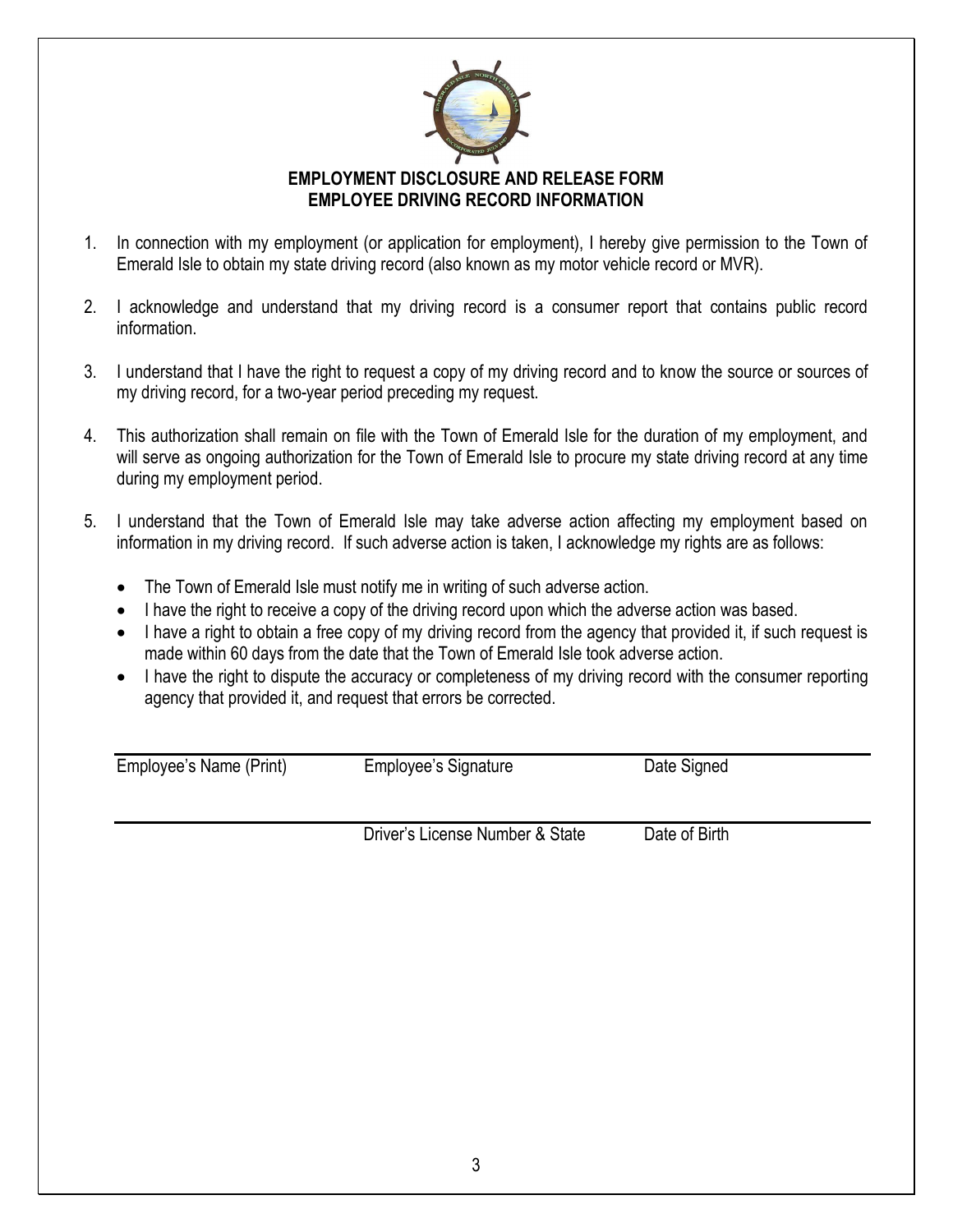# EMPLOYMENT DISCLOSURE AND RELEASE FORM
## EMPLOYEE DRIVING RECORD INFORMATION

1. In connection with my employment (or application for employment), I hereby give permission to the Town of Emerald Isle to obtain my state driving record (also known as my motor vehicle record or MVR).

2. I acknowledge and understand that my driving record is a consumer report that contains public record information.

3. I understand that I have the right to request a copy of my driving record and to know the source or sources of my driving record, for a two-year period preceding my request.

4. This authorization shall remain on file with the Town of Emerald Isle for the duration of my employment, and will serve as ongoing authorization for the Town of Emerald Isle to procure my state driving record at any time during my employment period.

5. I understand that the Town of Emerald Isle may take adverse action affecting my employment based on information in my driving record. If such adverse action is taken, I acknowledge my rights are as follows:

   - The Town of Emerald Isle must notify me in writing of such adverse action.
   - I have the right to receive a copy of the driving record upon which the adverse action was based.
   - I have a right to obtain a free copy of my driving record from the agency that provided it, if such request is made within 60 days from the date that the Town of Emerald Isle took adverse action.
   - I have the right to dispute the accuracy or completeness of my driving record with the consumer reporting agency that provided it, and request that errors be corrected.

| | | |
|---|---|---|
| Employee's Name (Print) | Employee's Signature | Date Signed |
| | Driver's License Number & State | Date of Birth |